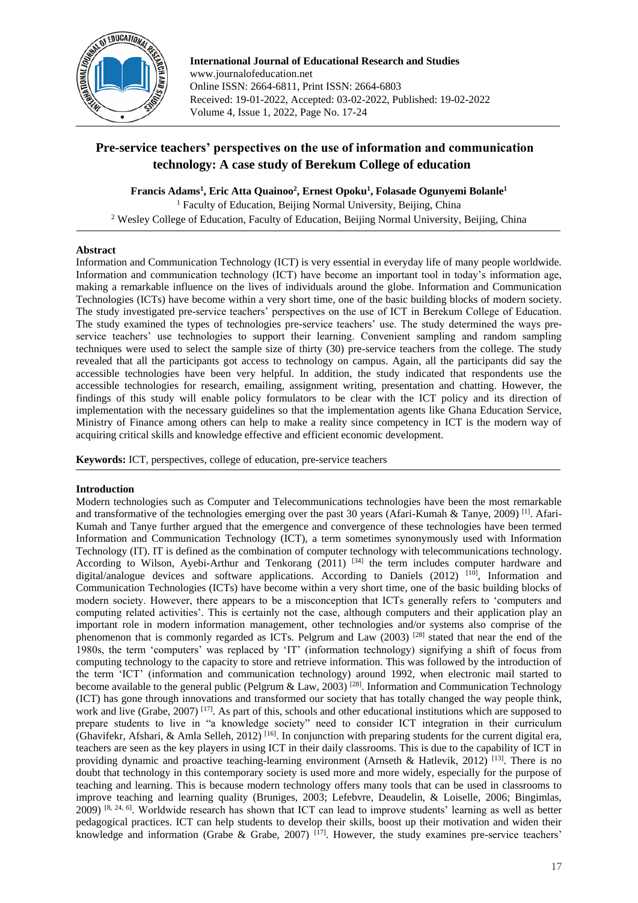International Journal of Educational Research and Studies
www.journalofeducation.net
Online ISSN: 2664-6811, Print ISSN: 2664-6803
Received: 19-01-2022, Accepted: 03-02-2022, Published: 19-02-2022
Volume 4, Issue 1, 2022, Page No. 17-24

# Pre-service teachers' perspectives on the use of information and communication technology: A case study of Berekum College of education

**Francis Adams[1], Eric Atta Quainoo[2], Ernest Opoku[1], Folasade Ogunyemi Bolanle[1]**

[1] Faculty of Education, Beijing Normal University, Beijing, China
[2] Wesley College of Education, Faculty of Education, Beijing Normal University, Beijing, China

## Abstract

Information and Communication Technology (ICT) is very essential in everyday life of many people worldwide. Information and communication technology (ICT) have become an important tool in today's information age, making a remarkable influence on the lives of individuals around the globe. Information and Communication Technologies (ICTs) have become within a very short time, one of the basic building blocks of modern society. The study investigated pre-service teachers' perspectives on the use of ICT in Berekum College of Education. The study examined the types of technologies pre-service teachers' use. The study determined the ways pre-service teachers' use technologies to support their learning. Convenient sampling and random sampling techniques were used to select the sample size of thirty (30) pre-service teachers from the college. The study revealed that all the participants got access to technology on campus. Again, all the participants did say the accessible technologies have been very helpful. In addition, the study indicated that respondents use the accessible technologies for research, emailing, assignment writing, presentation and chatting. However, the findings of this study will enable policy formulators to be clear with the ICT policy and its direction of implementation with the necessary guidelines so that the implementation agents like Ghana Education Service, Ministry of Finance among others can help to make a reality since competency in ICT is the modern way of acquiring critical skills and knowledge effective and efficient economic development.

**Keywords:** ICT, perspectives, college of education, pre-service teachers

## Introduction

Modern technologies such as Computer and Telecommunications technologies have been the most remarkable and transformative of the technologies emerging over the past 30 years (Afari-Kumah & Tanye, 2009) [1]. Afari-Kumah and Tanye further argued that the emergence and convergence of these technologies have been termed Information and Communication Technology (ICT), a term sometimes synonymously used with Information Technology (IT). IT is defined as the combination of computer technology with telecommunications technology. According to Wilson, Ayebi-Arthur and Tenkorang (2011) [34] the term includes computer hardware and digital/analogue devices and software applications. According to Daniels (2012) [10], Information and Communication Technologies (ICTs) have become within a very short time, one of the basic building blocks of modern society. However, there appears to be a misconception that ICTs generally refers to 'computers and computing related activities'. This is certainly not the case, although computers and their application play an important role in modern information management, other technologies and/or systems also comprise of the phenomenon that is commonly regarded as ICTs. Pelgrum and Law (2003) [28] stated that near the end of the 1980s, the term 'computers' was replaced by 'IT' (information technology) signifying a shift of focus from computing technology to the capacity to store and retrieve information. This was followed by the introduction of the term 'ICT' (information and communication technology) around 1992, when electronic mail started to become available to the general public (Pelgrum & Law, 2003) [28]. Information and Communication Technology (ICT) has gone through innovations and transformed our society that has totally changed the way people think, work and live (Grabe, 2007) [17]. As part of this, schools and other educational institutions which are supposed to prepare students to live in "a knowledge society" need to consider ICT integration in their curriculum (Ghavifekr, Afshari, & Amla Selleh, 2012) [16]. In conjunction with preparing students for the current digital era, teachers are seen as the key players in using ICT in their daily classrooms. This is due to the capability of ICT in providing dynamic and proactive teaching-learning environment (Arnseth & Hatlevik, 2012) [13]. There is no doubt that technology in this contemporary society is used more and more widely, especially for the purpose of teaching and learning. This is because modern technology offers many tools that can be used in classrooms to improve teaching and learning quality (Bruniges, 2003; Lefebvre, Deaudelin, & Loiselle, 2006; Bingimlas, 2009) [8, 24, 6]. Worldwide research has shown that ICT can lead to improve students' learning as well as better pedagogical practices. ICT can help students to develop their skills, boost up their motivation and widen their knowledge and information (Grabe & Grabe, 2007) [17]. However, the study examines pre-service teachers'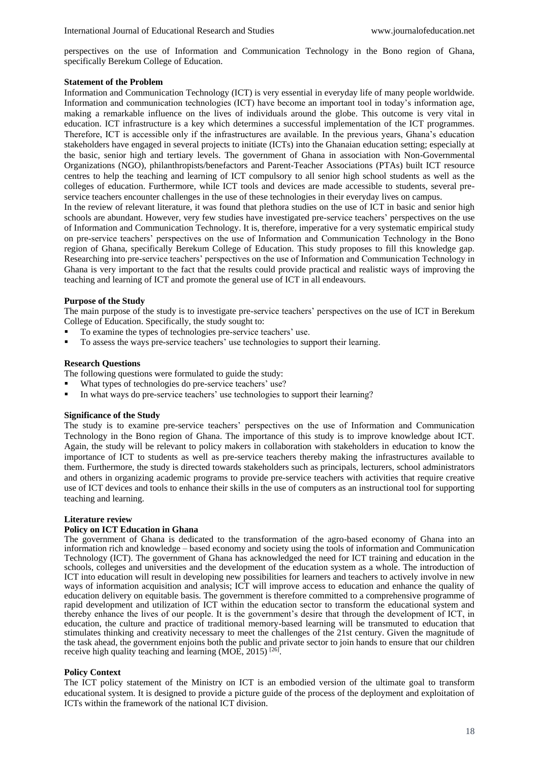perspectives on the use of Information and Communication Technology in the Bono region of Ghana, specifically Berekum College of Education.

**Statement of the Problem**

Information and Communication Technology (ICT) is very essential in everyday life of many people worldwide. Information and communication technologies (ICT) have become an important tool in today's information age, making a remarkable influence on the lives of individuals around the globe. This outcome is very vital in education. ICT infrastructure is a key which determines a successful implementation of the ICT programmes. Therefore, ICT is accessible only if the infrastructures are available. In the previous years, Ghana's education stakeholders have engaged in several projects to initiate (ICTs) into the Ghanaian education setting; especially at the basic, senior high and tertiary levels. The government of Ghana in association with Non-Governmental Organizations (NGO), philanthropists/benefactors and Parent-Teacher Associations (PTAs) built ICT resource centres to help the teaching and learning of ICT compulsory to all senior high school students as well as the colleges of education. Furthermore, while ICT tools and devices are made accessible to students, several pre-service teachers encounter challenges in the use of these technologies in their everyday lives on campus.

In the review of relevant literature, it was found that plethora studies on the use of ICT in basic and senior high schools are abundant. However, very few studies have investigated pre-service teachers' perspectives on the use of Information and Communication Technology. It is, therefore, imperative for a very systematic empirical study on pre-service teachers' perspectives on the use of Information and Communication Technology in the Bono region of Ghana, specifically Berekum College of Education. This study proposes to fill this knowledge gap. Researching into pre-service teachers' perspectives on the use of Information and Communication Technology in Ghana is very important to the fact that the results could provide practical and realistic ways of improving the teaching and learning of ICT and promote the general use of ICT in all endeavours.

**Purpose of the Study**

The main purpose of the study is to investigate pre-service teachers' perspectives on the use of ICT in Berekum College of Education. Specifically, the study sought to:

- To examine the types of technologies pre-service teachers' use.
- To assess the ways pre-service teachers' use technologies to support their learning.

**Research Questions**

The following questions were formulated to guide the study:

- What types of technologies do pre-service teachers' use?
- In what ways do pre-service teachers' use technologies to support their learning?

**Significance of the Study**

The study is to examine pre-service teachers' perspectives on the use of Information and Communication Technology in the Bono region of Ghana. The importance of this study is to improve knowledge about ICT. Again, the study will be relevant to policy makers in collaboration with stakeholders in education to know the importance of ICT to students as well as pre-service teachers thereby making the infrastructures available to them. Furthermore, the study is directed towards stakeholders such as principals, lecturers, school administrators and others in organizing academic programs to provide pre-service teachers with activities that require creative use of ICT devices and tools to enhance their skills in the use of computers as an instructional tool for supporting teaching and learning.

**Literature review**

**Policy on ICT Education in Ghana**

The government of Ghana is dedicated to the transformation of the agro-based economy of Ghana into an information rich and knowledge – based economy and society using the tools of information and Communication Technology (ICT). The government of Ghana has acknowledged the need for ICT training and education in the schools, colleges and universities and the development of the education system as a whole. The introduction of ICT into education will result in developing new possibilities for learners and teachers to actively involve in new ways of information acquisition and analysis; ICT will improve access to education and enhance the quality of education delivery on equitable basis. The government is therefore committed to a comprehensive programme of rapid development and utilization of ICT within the education sector to transform the educational system and thereby enhance the lives of our people. It is the government's desire that through the development of ICT, in education, the culture and practice of traditional memory-based learning will be transmuted to education that stimulates thinking and creativity necessary to meet the challenges of the 21st century. Given the magnitude of the task ahead, the government enjoins both the public and private sector to join hands to ensure that our children receive high quality teaching and learning (MOE, 2015) [26].

**Policy Context**

The ICT policy statement of the Ministry on ICT is an embodied version of the ultimate goal to transform educational system. It is designed to provide a picture guide of the process of the deployment and exploitation of ICTs within the framework of the national ICT division.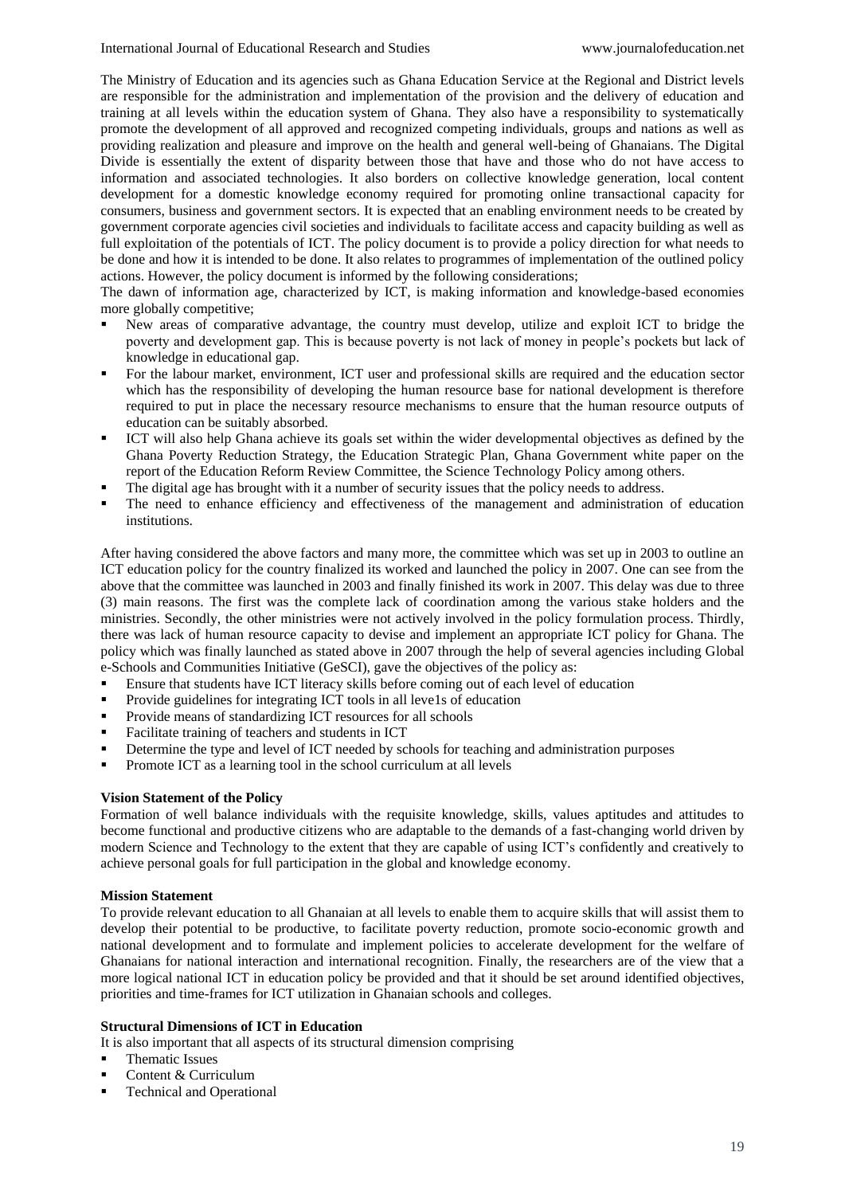The Ministry of Education and its agencies such as Ghana Education Service at the Regional and District levels are responsible for the administration and implementation of the provision and the delivery of education and training at all levels within the education system of Ghana. They also have a responsibility to systematically promote the development of all approved and recognized competing individuals, groups and nations as well as providing realization and pleasure and improve on the health and general well-being of Ghanaians. The Digital Divide is essentially the extent of disparity between those that have and those who do not have access to information and associated technologies. It also borders on collective knowledge generation, local content development for a domestic knowledge economy required for promoting online transactional capacity for consumers, business and government sectors. It is expected that an enabling environment needs to be created by government corporate agencies civil societies and individuals to facilitate access and capacity building as well as full exploitation of the potentials of ICT. The policy document is to provide a policy direction for what needs to be done and how it is intended to be done. It also relates to programmes of implementation of the outlined policy actions. However, the policy document is informed by the following considerations;

The dawn of information age, characterized by ICT, is making information and knowledge-based economies more globally competitive;

- New areas of comparative advantage, the country must develop, utilize and exploit ICT to bridge the poverty and development gap. This is because poverty is not lack of money in people's pockets but lack of knowledge in educational gap.
- For the labour market, environment, ICT user and professional skills are required and the education sector which has the responsibility of developing the human resource base for national development is therefore required to put in place the necessary resource mechanisms to ensure that the human resource outputs of education can be suitably absorbed.
- ICT will also help Ghana achieve its goals set within the wider developmental objectives as defined by the Ghana Poverty Reduction Strategy, the Education Strategic Plan, Ghana Government white paper on the report of the Education Reform Review Committee, the Science Technology Policy among others.
- The digital age has brought with it a number of security issues that the policy needs to address.
- The need to enhance efficiency and effectiveness of the management and administration of education institutions.

After having considered the above factors and many more, the committee which was set up in 2003 to outline an ICT education policy for the country finalized its worked and launched the policy in 2007. One can see from the above that the committee was launched in 2003 and finally finished its work in 2007. This delay was due to three (3) main reasons. The first was the complete lack of coordination among the various stake holders and the ministries. Secondly, the other ministries were not actively involved in the policy formulation process. Thirdly, there was lack of human resource capacity to devise and implement an appropriate ICT policy for Ghana. The policy which was finally launched as stated above in 2007 through the help of several agencies including Global e-Schools and Communities Initiative (GeSCI), gave the objectives of the policy as:

- Ensure that students have ICT literacy skills before coming out of each level of education
- Provide guidelines for integrating ICT tools in all leve1s of education
- Provide means of standardizing ICT resources for all schools
- Facilitate training of teachers and students in ICT
- Determine the type and level of ICT needed by schools for teaching and administration purposes
- Promote ICT as a learning tool in the school curriculum at all levels

**Vision Statement of the Policy**

Formation of well balance individuals with the requisite knowledge, skills, values aptitudes and attitudes to become functional and productive citizens who are adaptable to the demands of a fast-changing world driven by modern Science and Technology to the extent that they are capable of using ICT's confidently and creatively to achieve personal goals for full participation in the global and knowledge economy.

**Mission Statement**

To provide relevant education to all Ghanaian at all levels to enable them to acquire skills that will assist them to develop their potential to be productive, to facilitate poverty reduction, promote socio-economic growth and national development and to formulate and implement policies to accelerate development for the welfare of Ghanaians for national interaction and international recognition. Finally, the researchers are of the view that a more logical national ICT in education policy be provided and that it should be set around identified objectives, priorities and time-frames for ICT utilization in Ghanaian schools and colleges.

**Structural Dimensions of ICT in Education**

It is also important that all aspects of its structural dimension comprising

- Thematic Issues
- Content & Curriculum
- Technical and Operational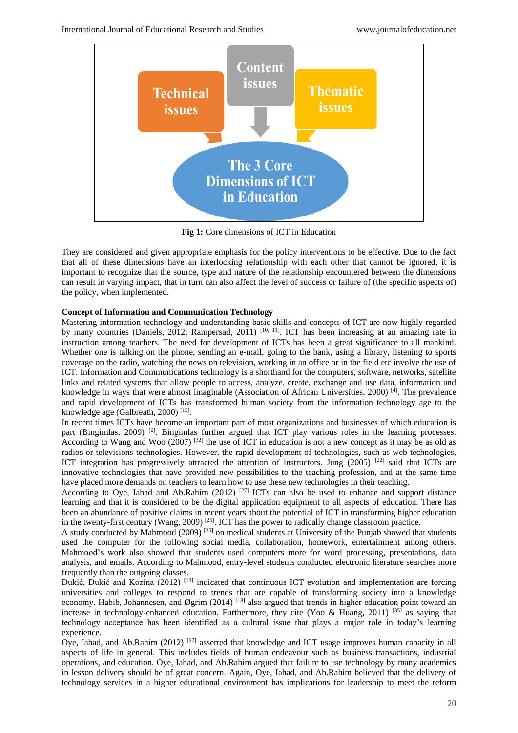Technical issues

Content issues

Thematic issues

The 3 Core Dimensions of ICT in Education

**Fig 1:** Core dimensions of ICT in Education

They are considered and given appropriate emphasis for the policy interventions to be effective. Due to the fact that all of these dimensions have an interlocking relationship with each other that cannot be ignored, it is important to recognize that the source, type and nature of the relationship encountered between the dimensions can result in varying impact, that in turn can also affect the level of success or failure of (the specific aspects of) the policy, when implemented.

**Concept of Information and Communication Technology**

Mastering information technology and understanding basic skills and concepts of ICT are now highly regarded by many countries (Daniels, 2012; Rampersad, 2011) [10, 11]. ICT has been increasing at an amazing rate in instruction among teachers. The need for development of ICTs has been a great significance to all mankind. Whether one is talking on the phone, sending an e-mail, going to the bank, using a library, listening to sports coverage on the radio, watching the news on television, working in an office or in the field etc involve the use of ICT. Information and Communications technology is a shorthand for the computers, software, networks, satellite links and related systems that allow people to access, analyze, create, exchange and use data, information and knowledge in ways that were almost imaginable (Association of African Universities, 2000) [4]. The prevalence and rapid development of ICTs has transformed human society from the information technology age to the knowledge age (Galbreath, 2000) [15].

In recent times ICTs have become an important part of most organizations and businesses of which education is part (Bingimlas, 2009) [6]. Bingimlas further argued that ICT play various roles in the learning processes. According to Wang and Woo (2007) [32] the use of ICT in education is not a new concept as it may be as old as radios or televisions technologies. However, the rapid development of technologies, such as web technologies, ICT integration has progressively attracted the attention of instructors. Jung (2005) [22] said that ICTs are innovative technologies that have provided new possibilities to the teaching profession, and at the same time have placed more demands on teachers to learn how to use these new technologies in their teaching.

According to Oye, Iahad and Ab.Rahim (2012) [27] ICTs can also be used to enhance and support distance learning and that it is considered to be the digital application equipment to all aspects of education. There has been an abundance of positive claims in recent years about the potential of ICT in transforming higher education in the twenty-first century (Wang, 2009) [25]. ICT has the power to radically change classroom practice.

A study conducted by Mahmood (2009) [25] on medical students at University of the Punjab showed that students used the computer for the following social media, collaboration, homework, entertainment among others. Mahmood's work also showed that students used computers more for word processing, presentations, data analysis, and emails. According to Mahmood, entry-level students conducted electronic literature searches more frequently than the outgoing classes.

Dukić, Dukić and Kozina (2012) [13] indicated that continuous ICT evolution and implementation are forcing universities and colleges to respond to trends that are capable of transforming society into a knowledge economy. Habib, Johannesen, and Øgrim (2014) [18] also argued that trends in higher education point toward an increase in technology-enhanced education. Furthermore, they cite (Yoo & Huang, 2011) [35] as saying that technology acceptance has been identified as a cultural issue that plays a major role in today's learning experience.

Oye, Iahad, and Ab.Rahim (2012) [27] asserted that knowledge and ICT usage improves human capacity in all aspects of life in general. This includes fields of human endeavour such as business transactions, industrial operations, and education. Oye, Iahad, and Ab.Rahim argued that failure to use technology by many academics in lesson delivery should be of great concern. Again, Oye, Iahad, and Ab.Rahim believed that the delivery of technology services in a higher educational environment has implications for leadership to meet the reform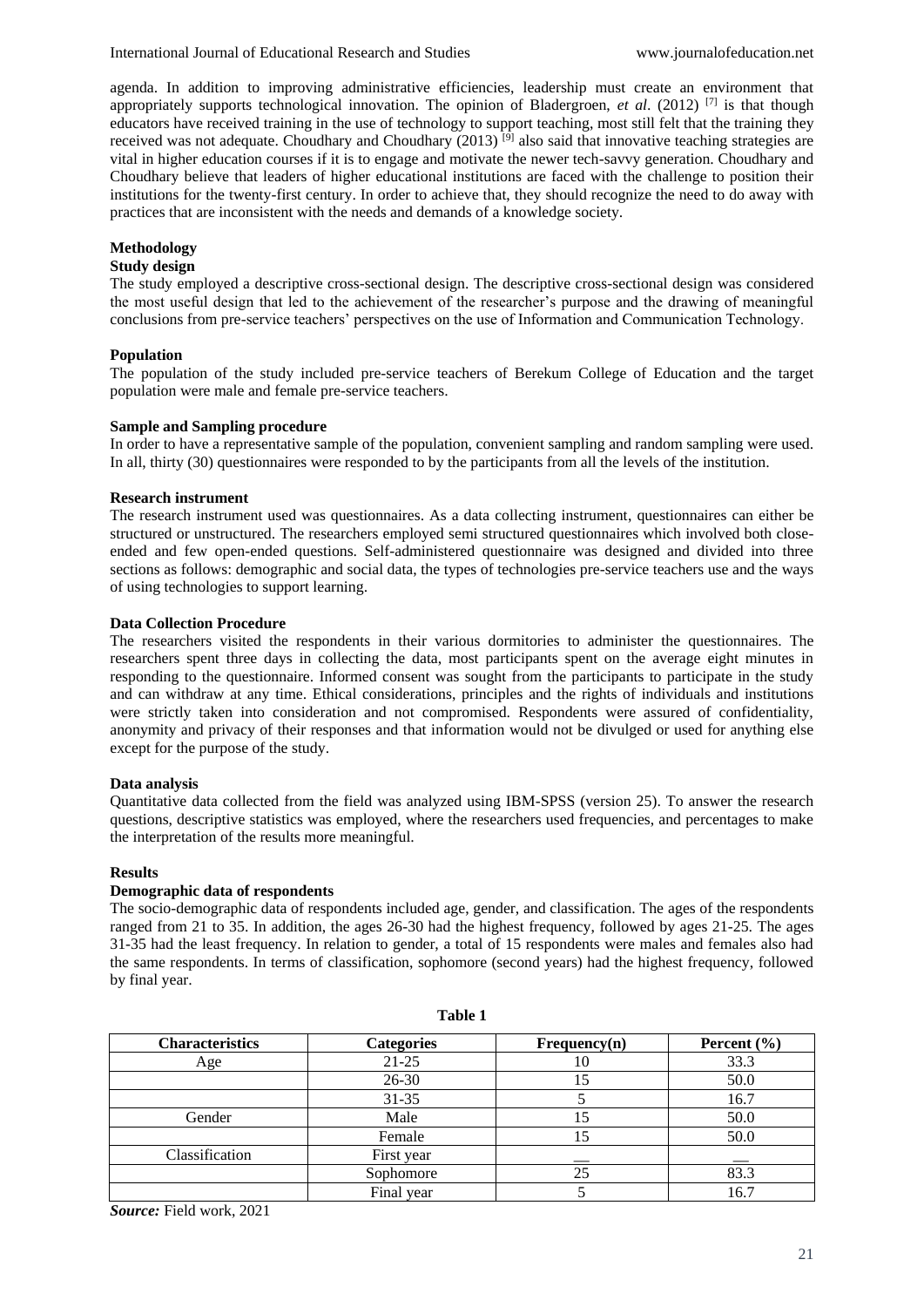agenda. In addition to improving administrative efficiencies, leadership must create an environment that appropriately supports technological innovation. The opinion of Bladergroen, *et al*. (2012) [7] is that though educators have received training in the use of technology to support teaching, most still felt that the training they received was not adequate. Choudhary and Choudhary (2013) [9] also said that innovative teaching strategies are vital in higher education courses if it is to engage and motivate the newer tech-savvy generation. Choudhary and Choudhary believe that leaders of higher educational institutions are faced with the challenge to position their institutions for the twenty-first century. In order to achieve that, they should recognize the need to do away with practices that are inconsistent with the needs and demands of a knowledge society.

## Methodology

### Study design

The study employed a descriptive cross-sectional design. The descriptive cross-sectional design was considered the most useful design that led to the achievement of the researcher's purpose and the drawing of meaningful conclusions from pre-service teachers' perspectives on the use of Information and Communication Technology.

### Population

The population of the study included pre-service teachers of Berekum College of Education and the target population were male and female pre-service teachers.

### Sample and Sampling procedure

In order to have a representative sample of the population, convenient sampling and random sampling were used. In all, thirty (30) questionnaires were responded to by the participants from all the levels of the institution.

### Research instrument

The research instrument used was questionnaires. As a data collecting instrument, questionnaires can either be structured or unstructured. The researchers employed semi structured questionnaires which involved both close-ended and few open-ended questions. Self-administered questionnaire was designed and divided into three sections as follows: demographic and social data, the types of technologies pre-service teachers use and the ways of using technologies to support learning.

### Data Collection Procedure

The researchers visited the respondents in their various dormitories to administer the questionnaires. The researchers spent three days in collecting the data, most participants spent on the average eight minutes in responding to the questionnaire. Informed consent was sought from the participants to participate in the study and can withdraw at any time. Ethical considerations, principles and the rights of individuals and institutions were strictly taken into consideration and not compromised. Respondents were assured of confidentiality, anonymity and privacy of their responses and that information would not be divulged or used for anything else except for the purpose of the study.

### Data analysis

Quantitative data collected from the field was analyzed using IBM-SPSS (version 25). To answer the research questions, descriptive statistics was employed, where the researchers used frequencies, and percentages to make the interpretation of the results more meaningful.

## Results

### Demographic data of respondents

The socio-demographic data of respondents included age, gender, and classification. The ages of the respondents ranged from 21 to 35. In addition, the ages 26-30 had the highest frequency, followed by ages 21-25. The ages 31-35 had the least frequency. In relation to gender, a total of 15 respondents were males and females also had the same respondents. In terms of classification, sophomore (second years) had the highest frequency, followed by final year.

**Table 1**

| Characteristics | Categories | Frequency(n) | Percent (%) |
|---|---|---|---|
| Age | 21-25 | 10 | 33.3 |
| | 26-30 | 15 | 50.0 |
| | 31-35 | 5 | 16.7 |
| Gender | Male | 15 | 50.0 |
| | Female | 15 | 50.0 |
| Classification | First year | __ | __ |
| | Sophomore | 25 | 83.3 |
| | Final year | 5 | 16.7 |

***Source:*** Field work, 2021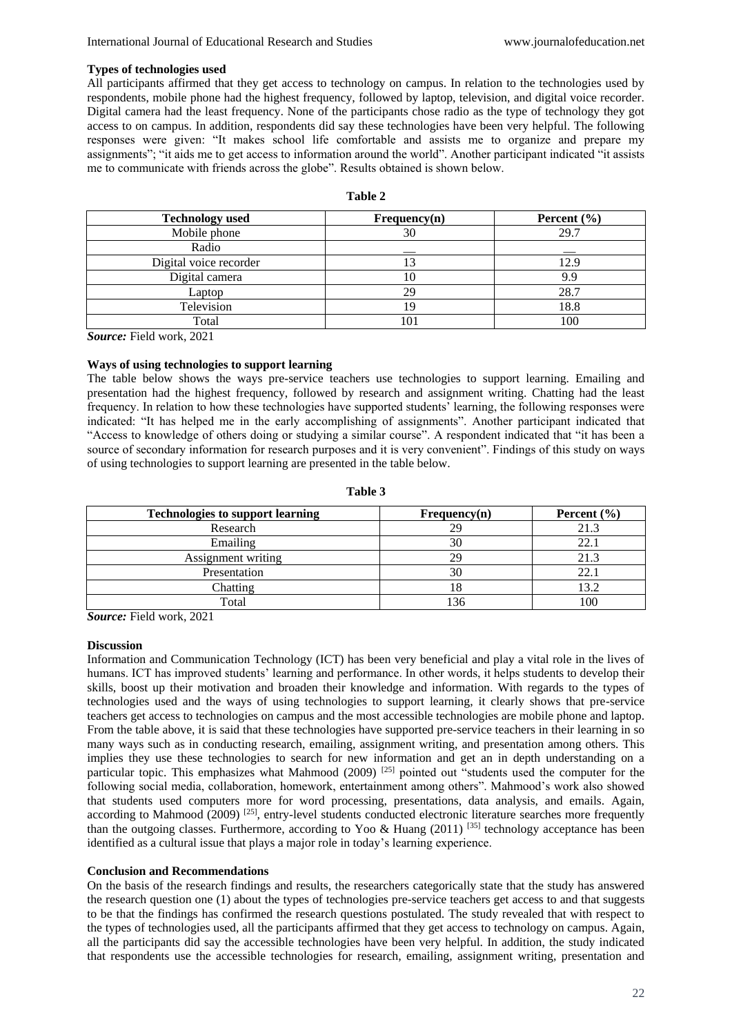**Types of technologies used**

All participants affirmed that they get access to technology on campus. In relation to the technologies used by respondents, mobile phone had the highest frequency, followed by laptop, television, and digital voice recorder. Digital camera had the least frequency. None of the participants chose radio as the type of technology they got access to on campus. In addition, respondents did say these technologies have been very helpful. The following responses were given: "It makes school life comfortable and assists me to organize and prepare my assignments"; "it aids me to get access to information around the world". Another participant indicated "it assists me to communicate with friends across the globe". Results obtained is shown below.

**Table 2**

| Technology used | Frequency(n) | Percent (%) |
|---|---|---|
| Mobile phone | 30 | 29.7 |
| Radio | __ | __ |
| Digital voice recorder | 13 | 12.9 |
| Digital camera | 10 | 9.9 |
| Laptop | 29 | 28.7 |
| Television | 19 | 18.8 |
| Total | 101 | 100 |

***Source:*** Field work, 2021

**Ways of using technologies to support learning**

The table below shows the ways pre-service teachers use technologies to support learning. Emailing and presentation had the highest frequency, followed by research and assignment writing. Chatting had the least frequency. In relation to how these technologies have supported students' learning, the following responses were indicated: "It has helped me in the early accomplishing of assignments". Another participant indicated that "Access to knowledge of others doing or studying a similar course". A respondent indicated that "it has been a source of secondary information for research purposes and it is very convenient". Findings of this study on ways of using technologies to support learning are presented in the table below.

**Table 3**

| Technologies to support learning | Frequency(n) | Percent (%) |
|---|---|---|
| Research | 29 | 21.3 |
| Emailing | 30 | 22.1 |
| Assignment writing | 29 | 21.3 |
| Presentation | 30 | 22.1 |
| Chatting | 18 | 13.2 |
| Total | 136 | 100 |

***Source:*** Field work, 2021

**Discussion**

Information and Communication Technology (ICT) has been very beneficial and play a vital role in the lives of humans. ICT has improved students' learning and performance. In other words, it helps students to develop their skills, boost up their motivation and broaden their knowledge and information. With regards to the types of technologies used and the ways of using technologies to support learning, it clearly shows that pre-service teachers get access to technologies on campus and the most accessible technologies are mobile phone and laptop. From the table above, it is said that these technologies have supported pre-service teachers in their learning in so many ways such as in conducting research, emailing, assignment writing, and presentation among others. This implies they use these technologies to search for new information and get an in depth understanding on a particular topic. This emphasizes what Mahmood (2009) [25] pointed out "students used the computer for the following social media, collaboration, homework, entertainment among others". Mahmood's work also showed that students used computers more for word processing, presentations, data analysis, and emails. Again, according to Mahmood (2009) [25], entry-level students conducted electronic literature searches more frequently than the outgoing classes. Furthermore, according to Yoo & Huang (2011) [35] technology acceptance has been identified as a cultural issue that plays a major role in today's learning experience.

**Conclusion and Recommendations**

On the basis of the research findings and results, the researchers categorically state that the study has answered the research question one (1) about the types of technologies pre-service teachers get access to and that suggests to be that the findings has confirmed the research questions postulated. The study revealed that with respect to the types of technologies used, all the participants affirmed that they get access to technology on campus. Again, all the participants did say the accessible technologies have been very helpful. In addition, the study indicated that respondents use the accessible technologies for research, emailing, assignment writing, presentation and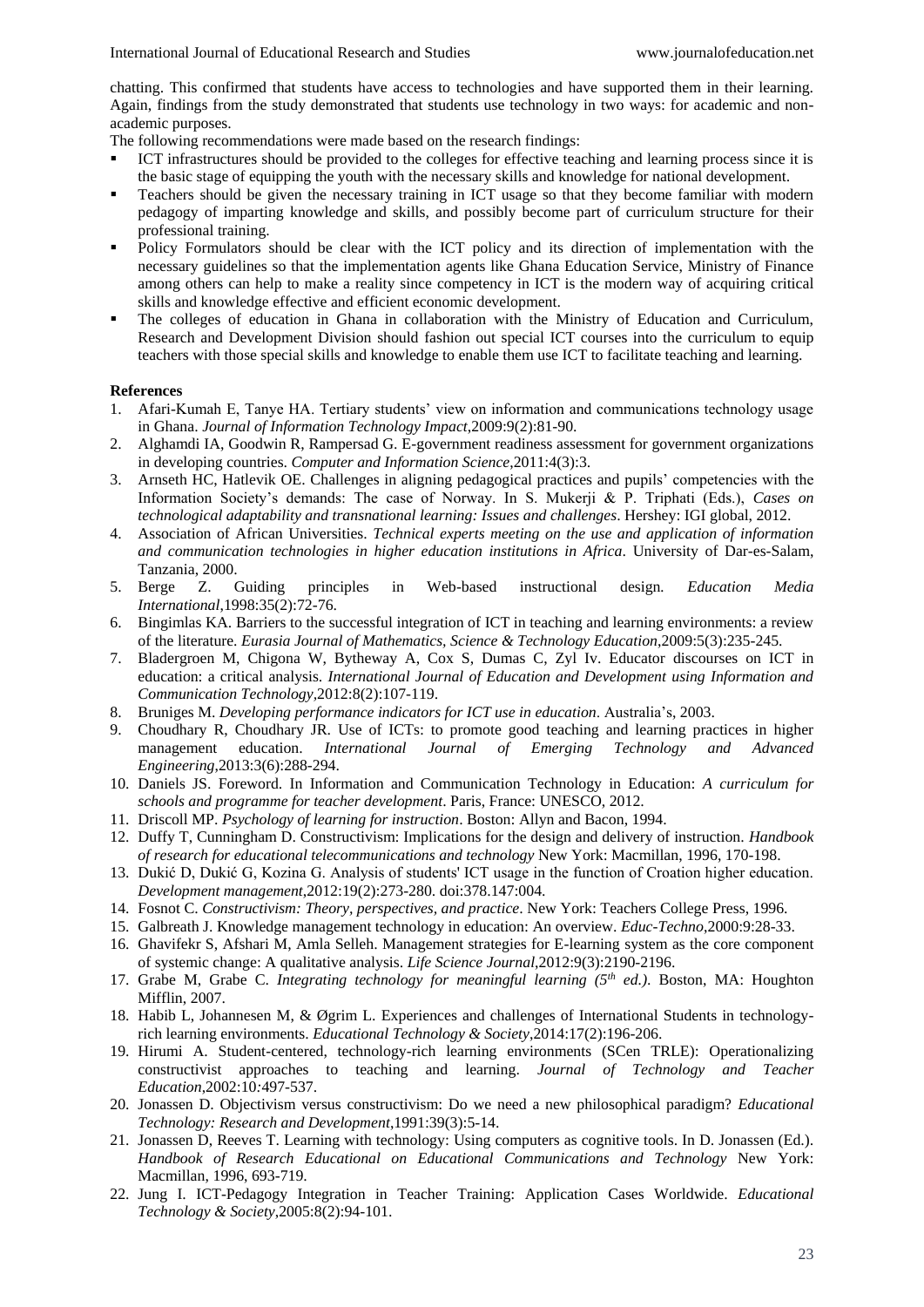chatting. This confirmed that students have access to technologies and have supported them in their learning. Again, findings from the study demonstrated that students use technology in two ways: for academic and non-academic purposes.

The following recommendations were made based on the research findings:

- ICT infrastructures should be provided to the colleges for effective teaching and learning process since it is the basic stage of equipping the youth with the necessary skills and knowledge for national development.
- Teachers should be given the necessary training in ICT usage so that they become familiar with modern pedagogy of imparting knowledge and skills, and possibly become part of curriculum structure for their professional training.
- Policy Formulators should be clear with the ICT policy and its direction of implementation with the necessary guidelines so that the implementation agents like Ghana Education Service, Ministry of Finance among others can help to make a reality since competency in ICT is the modern way of acquiring critical skills and knowledge effective and efficient economic development.
- The colleges of education in Ghana in collaboration with the Ministry of Education and Curriculum, Research and Development Division should fashion out special ICT courses into the curriculum to equip teachers with those special skills and knowledge to enable them use ICT to facilitate teaching and learning.

**References**

1. Afari-Kumah E, Tanye HA. Tertiary students' view on information and communications technology usage in Ghana. *Journal of Information Technology Impact*,2009:9(2):81-90.
2. Alghamdi IA, Goodwin R, Rampersad G. E-government readiness assessment for government organizations in developing countries. *Computer and Information Science*,2011:4(3):3.
3. Arnseth HC, Hatlevik OE. Challenges in aligning pedagogical practices and pupils' competencies with the Information Society's demands: The case of Norway. In S. Mukerji & P. Triphati (Eds.), *Cases on technological adaptability and transnational learning: Issues and challenges*. Hershey: IGI global, 2012.
4. Association of African Universities. *Technical experts meeting on the use and application of information and communication technologies in higher education institutions in Africa*. University of Dar-es-Salam, Tanzania, 2000.
5. Berge Z. Guiding principles in Web-based instructional design. *Education Media International*,1998:35(2):72-76.
6. Bingimlas KA. Barriers to the successful integration of ICT in teaching and learning environments: a review of the literature. *Eurasia Journal of Mathematics, Science & Technology Education*,2009:5(3):235-245.
7. Bladergroen M, Chigona W, Bytheway A, Cox S, Dumas C, Zyl Iv. Educator discourses on ICT in education: a critical analysis. *International Journal of Education and Development using Information and Communication Technology*,2012:8(2):107-119.
8. Bruniges M. *Developing performance indicators for ICT use in education*. Australia's, 2003.
9. Choudhary R, Choudhary JR. Use of ICTs: to promote good teaching and learning practices in higher management education. *International Journal of Emerging Technology and Advanced Engineering*,2013:3(6):288-294.
10. Daniels JS. Foreword. In Information and Communication Technology in Education: *A curriculum for schools and programme for teacher development*. Paris, France: UNESCO, 2012.
11. Driscoll MP. *Psychology of learning for instruction*. Boston: Allyn and Bacon, 1994.
12. Duffy T, Cunningham D. Constructivism: Implications for the design and delivery of instruction. *Handbook of research for educational telecommunications and technology* New York: Macmillan, 1996, 170-198.
13. Dukić D, Dukić G, Kozina G. Analysis of students' ICT usage in the function of Croation higher education. *Development management*,2012:19(2):273-280. doi:378.147:004.
14. Fosnot C. *Constructivism: Theory, perspectives, and practice*. New York: Teachers College Press, 1996.
15. Galbreath J. Knowledge management technology in education: An overview. *Educ-Techno*,2000:9:28-33.
16. Ghavifekr S, Afshari M, Amla Selleh. Management strategies for E-learning system as the core component of systemic change: A qualitative analysis. *Life Science Journal*,2012:9(3):2190-2196.
17. Grabe M, Grabe C. *Integrating technology for meaningful learning (5th ed.)*. Boston, MA: Houghton Mifflin, 2007.
18. Habib L, Johannesen M, & Øgrim L. Experiences and challenges of International Students in technology-rich learning environments. *Educational Technology & Society*,2014:17(2):196-206.
19. Hirumi A. Student-centered, technology-rich learning environments (SCen TRLE): Operationalizing constructivist approaches to teaching and learning. *Journal of Technology and Teacher Education*,2002:10:497-537.
20. Jonassen D. Objectivism versus constructivism: Do we need a new philosophical paradigm? *Educational Technology: Research and Development*,1991:39(3):5-14.
21. Jonassen D, Reeves T. Learning with technology: Using computers as cognitive tools. In D. Jonassen (Ed.). *Handbook of Research Educational on Educational Communications and Technology* New York: Macmillan, 1996, 693-719.
22. Jung I. ICT-Pedagogy Integration in Teacher Training: Application Cases Worldwide. *Educational Technology & Society*,2005:8(2):94-101.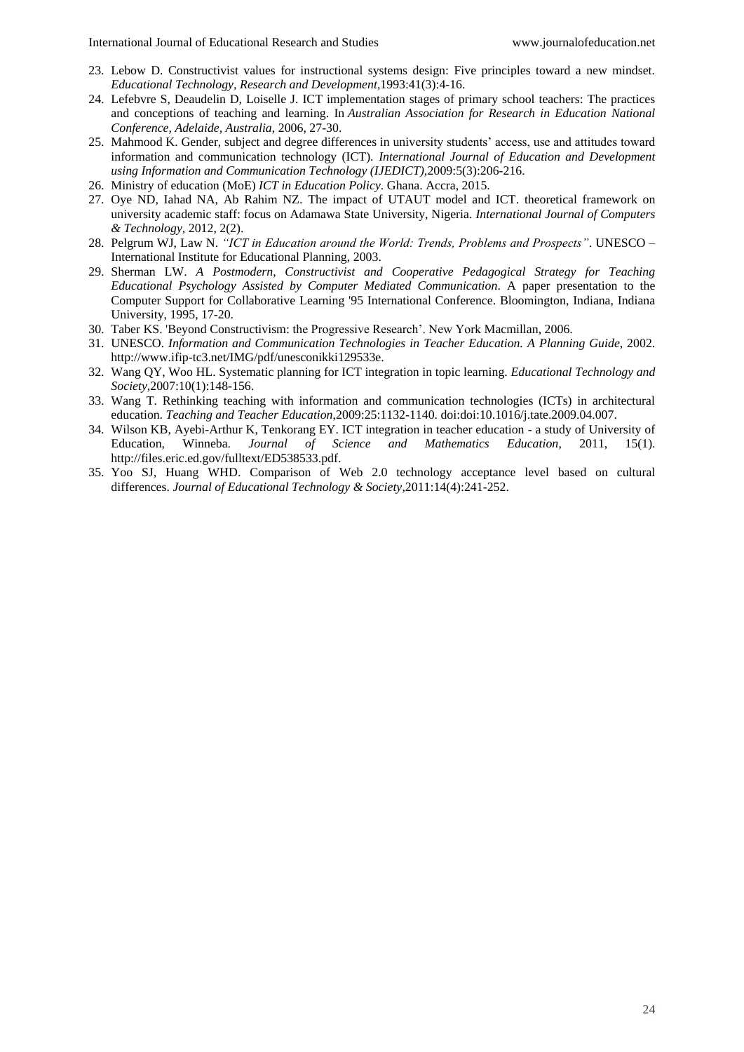23. Lebow D. Constructivist values for instructional systems design: Five principles toward a new mindset. *Educational Technology, Research and Development*,1993:41(3):4-16.
24. Lefebvre S, Deaudelin D, Loiselle J. ICT implementation stages of primary school teachers: The practices and conceptions of teaching and learning. In *Australian Association for Research in Education National Conference, Adelaide, Australia*, 2006, 27-30.
25. Mahmood K. Gender, subject and degree differences in university students' access, use and attitudes toward information and communication technology (ICT). *International Journal of Education and Development using Information and Communication Technology (IJEDICT)*,2009:5(3):206-216.
26. Ministry of education (MoE) *ICT in Education Policy*. Ghana. Accra, 2015.
27. Oye ND, Iahad NA, Ab Rahim NZ. The impact of UTAUT model and ICT. theoretical framework on university academic staff: focus on Adamawa State University, Nigeria. *International Journal of Computers & Technology*, 2012, 2(2).
28. Pelgrum WJ, Law N. *"ICT in Education around the World: Trends, Problems and Prospects"*. UNESCO – International Institute for Educational Planning, 2003.
29. Sherman LW. *A Postmodern, Constructivist and Cooperative Pedagogical Strategy for Teaching Educational Psychology Assisted by Computer Mediated Communication*. A paper presentation to the Computer Support for Collaborative Learning '95 International Conference. Bloomington, Indiana, Indiana University, 1995, 17-20.
30. Taber KS. 'Beyond Constructivism: the Progressive Research'. New York Macmillan, 2006.
31. UNESCO. *Information and Communication Technologies in Teacher Education. A Planning Guide*, 2002. http://www.ifip-tc3.net/IMG/pdf/unesconikki129533e.
32. Wang QY, Woo HL. Systematic planning for ICT integration in topic learning. *Educational Technology and Society*,2007:10(1):148-156.
33. Wang T. Rethinking teaching with information and communication technologies (ICTs) in architectural education. *Teaching and Teacher Education*,2009:25:1132-1140. doi:doi:10.1016/j.tate.2009.04.007.
34. Wilson KB, Ayebi-Arthur K, Tenkorang EY. ICT integration in teacher education - a study of University of Education, Winneba. *Journal of Science and Mathematics Education*, 2011, 15(1). http://files.eric.ed.gov/fulltext/ED538533.pdf.
35. Yoo SJ, Huang WHD. Comparison of Web 2.0 technology acceptance level based on cultural differences. *Journal of Educational Technology & Society*,2011:14(4):241-252.